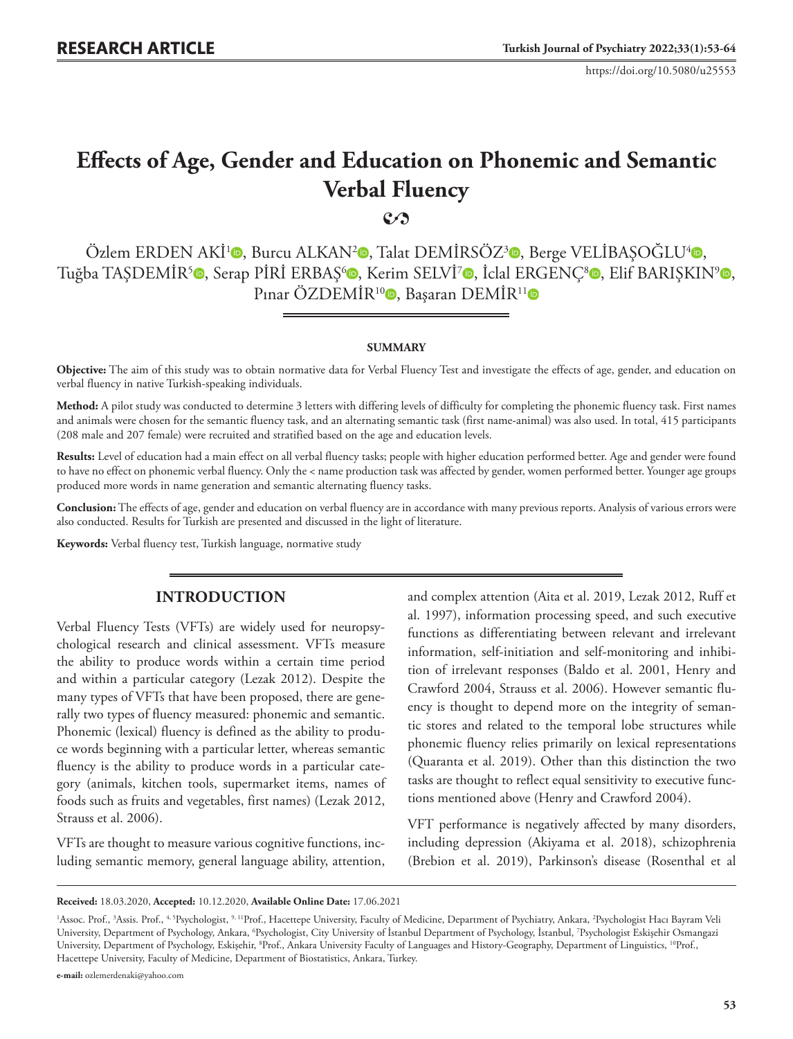RESEARCH ARTICLE

https://doi.org/10.5080/u25553

# Effects of Age, Gender and Education on Phonemic and Semantic Verbal Fluency

Özlem ERDEN AKİ[1], Burcu ALKAN[2], Talat DEMİRSÖZ[3], Berge VELİBAŞOĞLU[4], Tuğba TAŞDEMİR[5], Serap PİRİ ERBAŞ[6], Kerim SELVİ[7], İclal ERGENÇ[8], Elif BARIŞKIN[9], Pınar ÖZDEMİR[10], Başaran DEMİR[11]

## SUMMARY

**Objective:** The aim of this study was to obtain normative data for Verbal Fluency Test and investigate the effects of age, gender, and education on verbal fluency in native Turkish-speaking individuals.

**Method:** A pilot study was conducted to determine 3 letters with differing levels of difficulty for completing the phonemic fluency task. First names and animals were chosen for the semantic fluency task, and an alternating semantic task (first name-animal) was also used. In total, 415 participants (208 male and 207 female) were recruited and stratified based on the age and education levels.

**Results:** Level of education had a main effect on all verbal fluency tasks; people with higher education performed better. Age and gender were found to have no effect on phonemic verbal fluency. Only the < name production task was affected by gender, women performed better. Younger age groups produced more words in name generation and semantic alternating fluency tasks.

**Conclusion:** The effects of age, gender and education on verbal fluency are in accordance with many previous reports. Analysis of various errors were also conducted. Results for Turkish are presented and discussed in the light of literature.

**Keywords:** Verbal fluency test, Turkish language, normative study

## INTRODUCTION

Verbal Fluency Tests (VFTs) are widely used for neuropsychological research and clinical assessment. VFTs measure the ability to produce words within a certain time period and within a particular category (Lezak 2012). Despite the many types of VFTs that have been proposed, there are generally two types of fluency measured: phonemic and semantic. Phonemic (lexical) fluency is defined as the ability to produce words beginning with a particular letter, whereas semantic fluency is the ability to produce words in a particular category (animals, kitchen tools, supermarket items, names of foods such as fruits and vegetables, first names) (Lezak 2012, Strauss et al. 2006).

VFTs are thought to measure various cognitive functions, including semantic memory, general language ability, attention, and complex attention (Aita et al. 2019, Lezak 2012, Ruff et al. 1997), information processing speed, and such executive functions as differentiating between relevant and irrelevant information, self-initiation and self-monitoring and inhibition of irrelevant responses (Baldo et al. 2001, Henry and Crawford 2004, Strauss et al. 2006). However semantic fluency is thought to depend more on the integrity of semantic stores and related to the temporal lobe structures while phonemic fluency relies primarily on lexical representations (Quaranta et al. 2019). Other than this distinction the two tasks are thought to reflect equal sensitivity to executive functions mentioned above (Henry and Crawford 2004).

VFT performance is negatively affected by many disorders, including depression (Akiyama et al. 2018), schizophrenia (Brebion et al. 2019), Parkinson's disease (Rosenthal et al

**Received:** 18.03.2020, **Accepted:** 10.12.2020, **Available Online Date:** 17.06.2021

[1]Assoc. Prof., [3]Assis. Prof., [4, 5]Psychologist, [9, 11]Prof., Hacettepe University, Faculty of Medicine, Department of Psychiatry, Ankara, [2]Psychologist Hacı Bayram Veli University, Department of Psychology, Ankara, [6]Psychologist, City University of İstanbul Department of Psychology, İstanbul, [7]Psychologist Eskişehir Osmangazi University, Department of Psychology, Eskişehir, [8]Prof., Ankara University Faculty of Languages and History-Geography, Department of Linguistics, [10]Prof., Hacettepe University, Faculty of Medicine, Department of Biostatistics, Ankara, Turkey.

**e-mail:** ozlemerdenaki@yahoo.com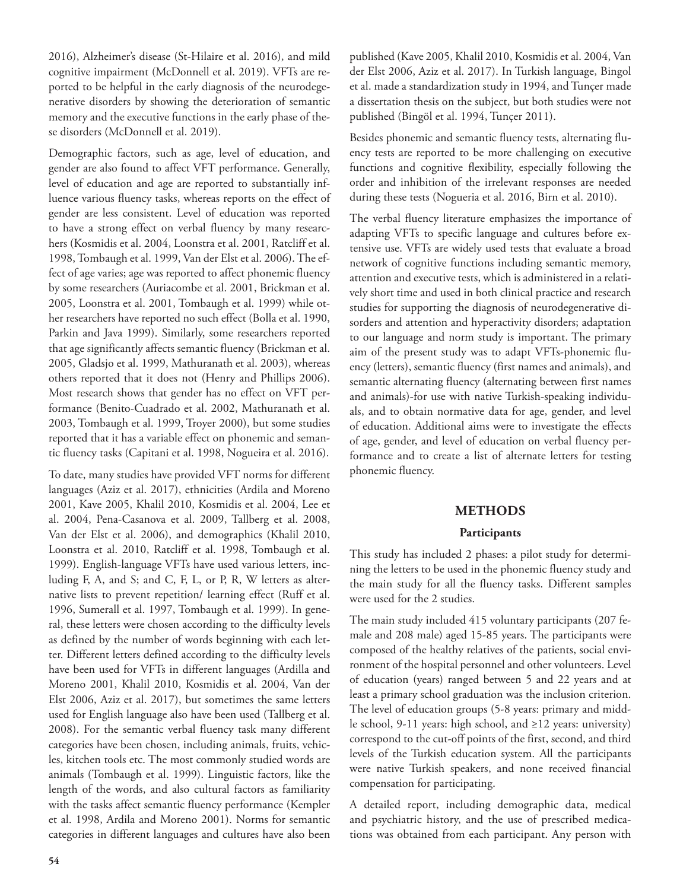2016), Alzheimer's disease (St-Hilaire et al. 2016), and mild cognitive impairment (McDonnell et al. 2019). VFTs are reported to be helpful in the early diagnosis of the neurodegenerative disorders by showing the deterioration of semantic memory and the executive functions in the early phase of these disorders (McDonnell et al. 2019).

Demographic factors, such as age, level of education, and gender are also found to affect VFT performance. Generally, level of education and age are reported to substantially influence various fluency tasks, whereas reports on the effect of gender are less consistent. Level of education was reported to have a strong effect on verbal fluency by many researchers (Kosmidis et al. 2004, Loonstra et al. 2001, Ratcliff et al. 1998, Tombaugh et al. 1999, Van der Elst et al. 2006). The effect of age varies; age was reported to affect phonemic fluency by some researchers (Auriacombe et al. 2001, Brickman et al. 2005, Loonstra et al. 2001, Tombaugh et al. 1999) while other researchers have reported no such effect (Bolla et al. 1990, Parkin and Java 1999). Similarly, some researchers reported that age significantly affects semantic fluency (Brickman et al. 2005, Gladsjo et al. 1999, Mathuranath et al. 2003), whereas others reported that it does not (Henry and Phillips 2006). Most research shows that gender has no effect on VFT performance (Benito-Cuadrado et al. 2002, Mathuranath et al. 2003, Tombaugh et al. 1999, Troyer 2000), but some studies reported that it has a variable effect on phonemic and semantic fluency tasks (Capitani et al. 1998, Nogueira et al. 2016).

To date, many studies have provided VFT norms for different languages (Aziz et al. 2017), ethnicities (Ardila and Moreno 2001, Kave 2005, Khalil 2010, Kosmidis et al. 2004, Lee et al. 2004, Pena-Casanova et al. 2009, Tallberg et al. 2008, Van der Elst et al. 2006), and demographics (Khalil 2010, Loonstra et al. 2010, Ratcliff et al. 1998, Tombaugh et al. 1999). English-language VFTs have used various letters, including F, A, and S; and C, F, L, or P, R, W letters as alternative lists to prevent repetition/ learning effect (Ruff et al. 1996, Sumerall et al. 1997, Tombaugh et al. 1999). In general, these letters were chosen according to the difficulty levels as defined by the number of words beginning with each letter. Different letters defined according to the difficulty levels have been used for VFTs in different languages (Ardilla and Moreno 2001, Khalil 2010, Kosmidis et al. 2004, Van der Elst 2006, Aziz et al. 2017), but sometimes the same letters used for English language also have been used (Tallberg et al. 2008). For the semantic verbal fluency task many different categories have been chosen, including animals, fruits, vehicles, kitchen tools etc. The most commonly studied words are animals (Tombaugh et al. 1999). Linguistic factors, like the length of the words, and also cultural factors as familiarity with the tasks affect semantic fluency performance (Kempler et al. 1998, Ardila and Moreno 2001). Norms for semantic categories in different languages and cultures have also been published (Kave 2005, Khalil 2010, Kosmidis et al. 2004, Van der Elst 2006, Aziz et al. 2017). In Turkish language, Bingol et al. made a standardization study in 1994, and Tunçer made a dissertation thesis on the subject, but both studies were not published (Bingöl et al. 1994, Tunçer 2011).

Besides phonemic and semantic fluency tests, alternating fluency tests are reported to be more challenging on executive functions and cognitive flexibility, especially following the order and inhibition of the irrelevant responses are needed during these tests (Nogueria et al. 2016, Birn et al. 2010).

The verbal fluency literature emphasizes the importance of adapting VFTs to specific language and cultures before extensive use. VFTs are widely used tests that evaluate a broad network of cognitive functions including semantic memory, attention and executive tests, which is administered in a relatively short time and used in both clinical practice and research studies for supporting the diagnosis of neurodegenerative disorders and attention and hyperactivity disorders; adaptation to our language and norm study is important. The primary aim of the present study was to adapt VFTs-phonemic fluency (letters), semantic fluency (first names and animals), and semantic alternating fluency (alternating between first names and animals)-for use with native Turkish-speaking individuals, and to obtain normative data for age, gender, and level of education. Additional aims were to investigate the effects of age, gender, and level of education on verbal fluency performance and to create a list of alternate letters for testing phonemic fluency.

## METHODS

### Participants

This study has included 2 phases: a pilot study for determining the letters to be used in the phonemic fluency study and the main study for all the fluency tasks. Different samples were used for the 2 studies.

The main study included 415 voluntary participants (207 female and 208 male) aged 15-85 years. The participants were composed of the healthy relatives of the patients, social environment of the hospital personnel and other volunteers. Level of education (years) ranged between 5 and 22 years and at least a primary school graduation was the inclusion criterion. The level of education groups (5-8 years: primary and middle school, 9-11 years: high school, and ≥12 years: university) correspond to the cut-off points of the first, second, and third levels of the Turkish education system. All the participants were native Turkish speakers, and none received financial compensation for participating.

A detailed report, including demographic data, medical and psychiatric history, and the use of prescribed medications was obtained from each participant. Any person with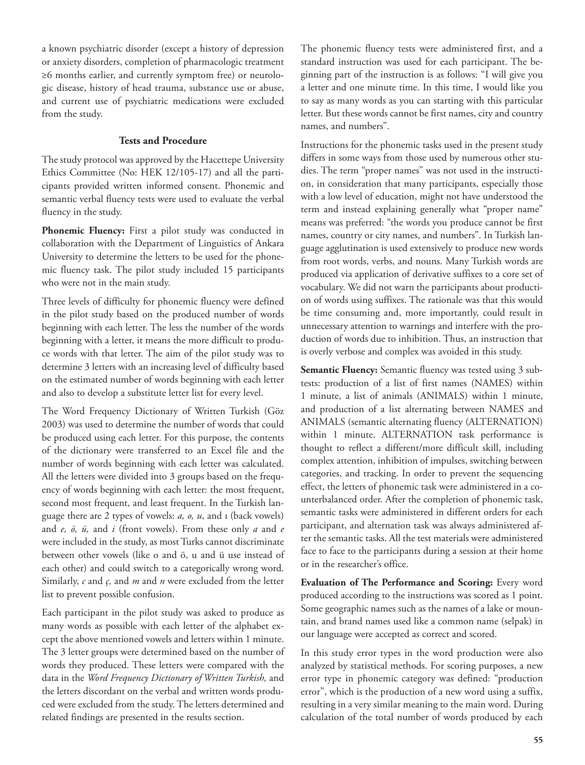a known psychiatric disorder (except a history of depression or anxiety disorders, completion of pharmacologic treatment ≥6 months earlier, and currently symptom free) or neurologic disease, history of head trauma, substance use or abuse, and current use of psychiatric medications were excluded from the study.

### Tests and Procedure

The study protocol was approved by the Hacettepe University Ethics Committee (No: HEK 12/105-17) and all the participants provided written informed consent. Phonemic and semantic verbal fluency tests were used to evaluate the verbal fluency in the study.

**Phonemic Fluency:** First a pilot study was conducted in collaboration with the Department of Linguistics of Ankara University to determine the letters to be used for the phonemic fluency task. The pilot study included 15 participants who were not in the main study.

Three levels of difficulty for phonemic fluency were defined in the pilot study based on the produced number of words beginning with each letter. The less the number of the words beginning with a letter, it means the more difficult to produce words with that letter. The aim of the pilot study was to determine 3 letters with an increasing level of difficulty based on the estimated number of words beginning with each letter and also to develop a substitute letter list for every level.

The Word Frequency Dictionary of Written Turkish (Göz 2003) was used to determine the number of words that could be produced using each letter. For this purpose, the contents of the dictionary were transferred to an Excel file and the number of words beginning with each letter was calculated. All the letters were divided into 3 groups based on the frequency of words beginning with each letter: the most frequent, second most frequent, and least frequent. In the Turkish language there are 2 types of vowels: *a, o, u*, and ı (back vowels) and *e, ö, ü,* and *i* (front vowels). From these only *a* and *e* were included in the study, as most Turks cannot discriminate between other vowels (like o and ö, u and ü use instead of each other) and could switch to a categorically wrong word. Similarly, *c* and *ç,* and *m* and *n* were excluded from the letter list to prevent possible confusion.

Each participant in the pilot study was asked to produce as many words as possible with each letter of the alphabet except the above mentioned vowels and letters within 1 minute. The 3 letter groups were determined based on the number of words they produced. These letters were compared with the data in the *Word Frequency Dictionary of Written Turkish,* and the letters discordant on the verbal and written words produced were excluded from the study. The letters determined and related findings are presented in the results section.

The phonemic fluency tests were administered first, and a standard instruction was used for each participant. The beginning part of the instruction is as follows: "I will give you a letter and one minute time. In this time, I would like you to say as many words as you can starting with this particular letter. But these words cannot be first names, city and country names, and numbers".

Instructions for the phonemic tasks used in the present study differs in some ways from those used by numerous other studies. The term "proper names" was not used in the instruction, in consideration that many participants, especially those with a low level of education, might not have understood the term and instead explaining generally what "proper name" means was preferred: "the words you produce cannot be first names, country or city names, and numbers". In Turkish language agglutination is used extensively to produce new words from root words, verbs, and nouns. Many Turkish words are produced via application of derivative suffixes to a core set of vocabulary. We did not warn the participants about production of words using suffixes. The rationale was that this would be time consuming and, more importantly, could result in unnecessary attention to warnings and interfere with the production of words due to inhibition. Thus, an instruction that is overly verbose and complex was avoided in this study.

**Semantic Fluency:** Semantic fluency was tested using 3 subtests: production of a list of first names (NAMES) within 1 minute, a list of animals (ANIMALS) within 1 minute, and production of a list alternating between NAMES and ANIMALS (semantic alternating fluency (ALTERNATION) within 1 minute. ALTERNATION task performance is thought to reflect a different/more difficult skill, including complex attention, inhibition of impulses, switching between categories, and tracking. In order to prevent the sequencing effect, the letters of phonemic task were administered in a counterbalanced order. After the completion of phonemic task, semantic tasks were administered in different orders for each participant, and alternation task was always administered after the semantic tasks. All the test materials were administered face to face to the participants during a session at their home or in the researcher's office.

**Evaluation of The Performance and Scoring:** Every word produced according to the instructions was scored as 1 point. Some geographic names such as the names of a lake or mountain, and brand names used like a common name (selpak) in our language were accepted as correct and scored.

In this study error types in the word production were also analyzed by statistical methods. For scoring purposes, a new error type in phonemic category was defined: "production error", which is the production of a new word using a suffix, resulting in a very similar meaning to the main word. During calculation of the total number of words produced by each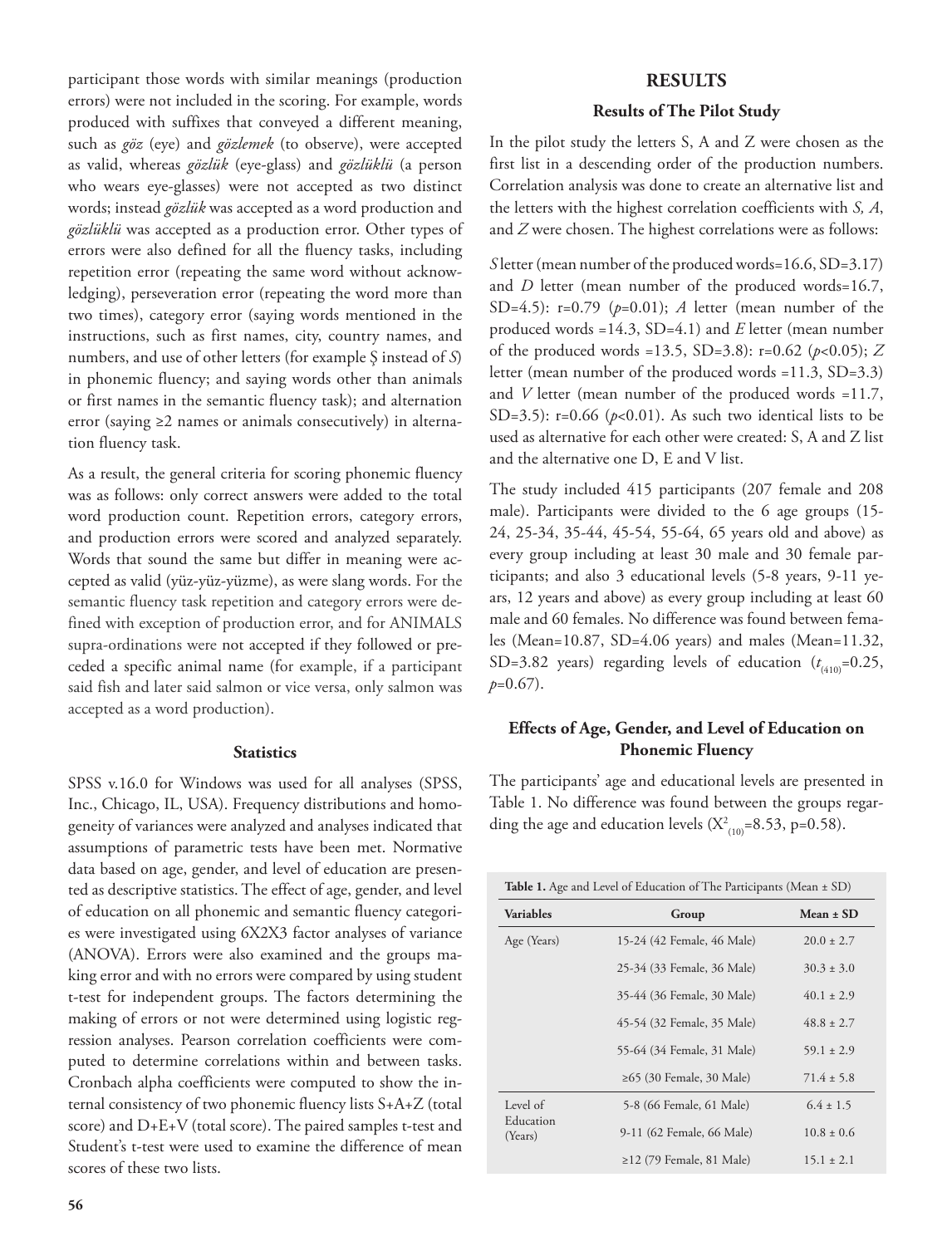participant those words with similar meanings (production errors) were not included in the scoring. For example, words produced with suffixes that conveyed a different meaning, such as *göz* (eye) and *gözlemek* (to observe), were accepted as valid, whereas *gözlük* (eye-glass) and *gözlüklü* (a person who wears eye-glasses) were not accepted as two distinct words; instead *gözlük* was accepted as a word production and *gözlüklü* was accepted as a production error. Other types of errors were also defined for all the fluency tasks, including repetition error (repeating the same word without acknowledging), perseveration error (repeating the word more than two times), category error (saying words mentioned in the instructions, such as first names, city, country names, and numbers, and use of other letters (for example Ş instead of *S*) in phonemic fluency; and saying words other than animals or first names in the semantic fluency task); and alternation error (saying ≥2 names or animals consecutively) in alternation fluency task.

As a result, the general criteria for scoring phonemic fluency was as follows: only correct answers were added to the total word production count. Repetition errors, category errors, and production errors were scored and analyzed separately. Words that sound the same but differ in meaning were accepted as valid (yüz-yüz-yüzme), as were slang words. For the semantic fluency task repetition and category errors were defined with exception of production error, and for ANIMALS supra-ordinations were not accepted if they followed or preceded a specific animal name (for example, if a participant said fish and later said salmon or vice versa, only salmon was accepted as a word production).

### Statistics

SPSS v.16.0 for Windows was used for all analyses (SPSS, Inc., Chicago, IL, USA). Frequency distributions and homogeneity of variances were analyzed and analyses indicated that assumptions of parametric tests have been met. Normative data based on age, gender, and level of education are presented as descriptive statistics. The effect of age, gender, and level of education on all phonemic and semantic fluency categories were investigated using 6X2X3 factor analyses of variance (ANOVA). Errors were also examined and the groups making error and with no errors were compared by using student t-test for independent groups. The factors determining the making of errors or not were determined using logistic regression analyses. Pearson correlation coefficients were computed to determine correlations within and between tasks. Cronbach alpha coefficients were computed to show the internal consistency of two phonemic fluency lists S+A+Z (total score) and D+E+V (total score). The paired samples t-test and Student's t-test were used to examine the difference of mean scores of these two lists.

## RESULTS

### Results of The Pilot Study

In the pilot study the letters S, A and Z were chosen as the first list in a descending order of the production numbers. Correlation analysis was done to create an alternative list and the letters with the highest correlation coefficients with *S, A*, and *Z* were chosen. The highest correlations were as follows:

*S* letter (mean number of the produced words=16.6, SD=3.17) and *D* letter (mean number of the produced words=16.7, SD=4.5): r=0.79 ($p$=0.01); *A* letter (mean number of the produced words =14.3, SD=4.1) and *E* letter (mean number of the produced words =13.5, SD=3.8): r=0.62 ($p$<0.05); *Z* letter (mean number of the produced words =11.3, SD=3.3) and *V* letter (mean number of the produced words =11.7, SD=3.5): r=0.66 ($p$<0.01). As such two identical lists to be used as alternative for each other were created: S, A and Z list and the alternative one D, E and V list.

The study included 415 participants (207 female and 208 male). Participants were divided to the 6 age groups (15-24, 25-34, 35-44, 45-54, 55-64, 65 years old and above) as every group including at least 30 male and 30 female participants; and also 3 educational levels (5-8 years, 9-11 years, 12 years and above) as every group including at least 60 male and 60 females. No difference was found between females (Mean=10.87, SD=4.06 years) and males (Mean=11.32, SD=3.82 years) regarding levels of education ($t_{(410)}$=0.25, $p$=0.67).

### Effects of Age, Gender, and Level of Education on Phonemic Fluency

The participants' age and educational levels are presented in Table 1. No difference was found between the groups regarding the age and education levels ($X^2_{(10)}$=8.53, p=0.58).

**Table 1.** Age and Level of Education of The Participants (Mean ± SD)

| Variables | Group | Mean ± SD |
|---|---|---|
| Age (Years) | 15-24 (42 Female, 46 Male) | 20.0 ± 2.7 |
| | 25-34 (33 Female, 36 Male) | 30.3 ± 3.0 |
| | 35-44 (36 Female, 30 Male) | 40.1 ± 2.9 |
| | 45-54 (32 Female, 35 Male) | 48.8 ± 2.7 |
| | 55-64 (34 Female, 31 Male) | 59.1 ± 2.9 |
| | ≥65 (30 Female, 30 Male) | 71.4 ± 5.8 |
| Level of Education (Years) | 5-8 (66 Female, 61 Male) | 6.4 ± 1.5 |
| | 9-11 (62 Female, 66 Male) | 10.8 ± 0.6 |
| | ≥12 (79 Female, 81 Male) | 15.1 ± 2.1 |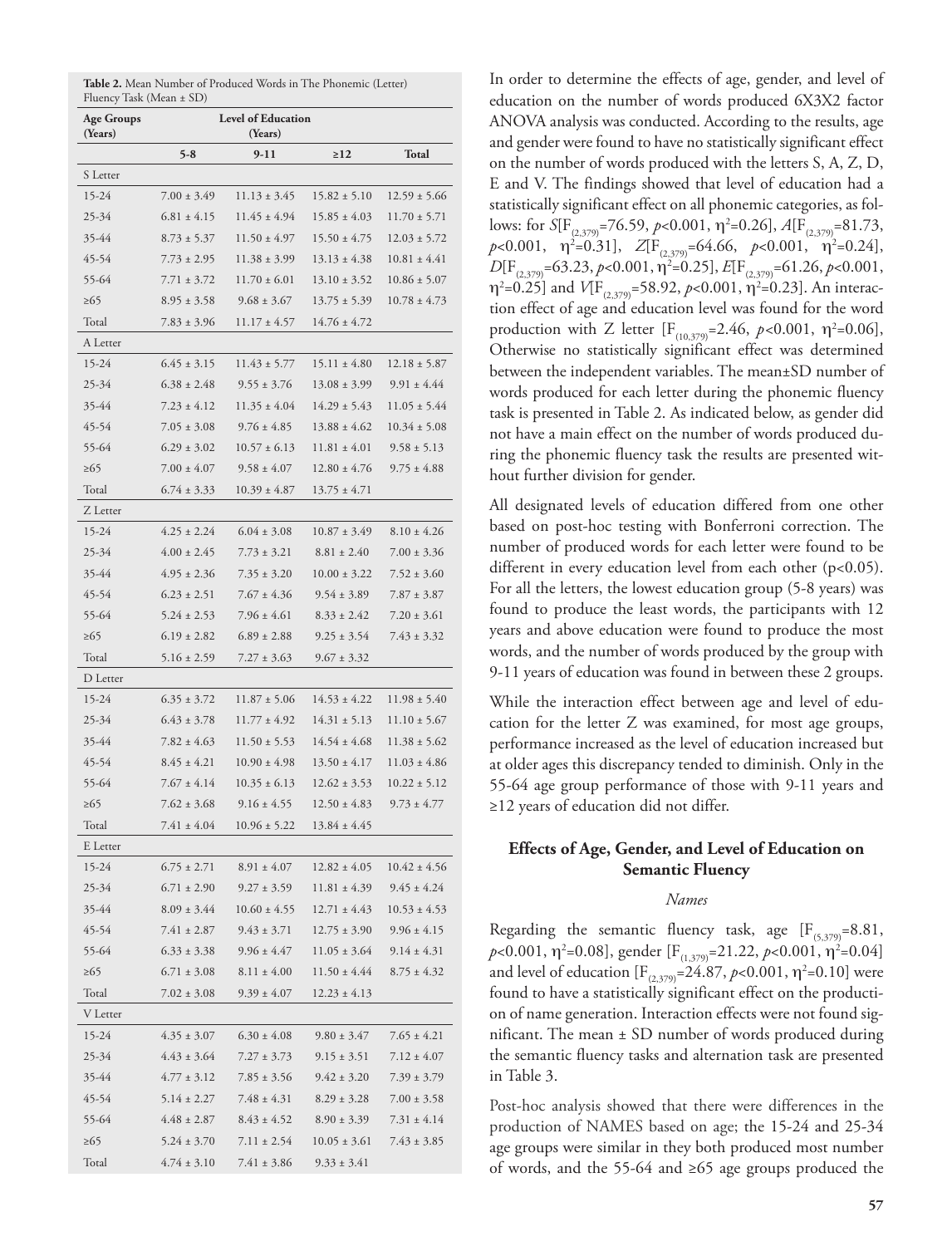**Table 2.** Mean Number of Produced Words in The Phonemic (Letter) Fluency Task (Mean ± SD)

| Age Groups (Years) | Level of Education (Years) | | | |
|---|---|---|---|---|
| | 5-8 | 9-11 | ≥12 | Total |
| S Letter | | | | |
| 15-24 | 7.00 ± 3.49 | 11.13 ± 3.45 | 15.82 ± 5.10 | 12.59 ± 5.66 |
| 25-34 | 6.81 ± 4.15 | 11.45 ± 4.94 | 15.85 ± 4.03 | 11.70 ± 5.71 |
| 35-44 | 8.73 ± 5.37 | 11.50 ± 4.97 | 15.50 ± 4.75 | 12.03 ± 5.72 |
| 45-54 | 7.73 ± 2.95 | 11.38 ± 3.99 | 13.13 ± 4.38 | 10.81 ± 4.41 |
| 55-64 | 7.71 ± 3.72 | 11.70 ± 6.01 | 13.10 ± 3.52 | 10.86 ± 5.07 |
| ≥65 | 8.95 ± 3.58 | 9.68 ± 3.67 | 13.75 ± 5.39 | 10.78 ± 4.73 |
| Total | 7.83 ± 3.96 | 11.17 ± 4.57 | 14.76 ± 4.72 | |
| A Letter | | | | |
| 15-24 | 6.45 ± 3.15 | 11.43 ± 5.77 | 15.11 ± 4.80 | 12.18 ± 5.87 |
| 25-34 | 6.38 ± 2.48 | 9.55 ± 3.76 | 13.08 ± 3.99 | 9.91 ± 4.44 |
| 35-44 | 7.23 ± 4.12 | 11.35 ± 4.04 | 14.29 ± 5.43 | 11.05 ± 5.44 |
| 45-54 | 7.05 ± 3.08 | 9.76 ± 4.85 | 13.88 ± 4.62 | 10.34 ± 5.08 |
| 55-64 | 6.29 ± 3.02 | 10.57 ± 6.13 | 11.81 ± 4.01 | 9.58 ± 5.13 |
| ≥65 | 7.00 ± 4.07 | 9.58 ± 4.07 | 12.80 ± 4.76 | 9.75 ± 4.88 |
| Total | 6.74 ± 3.33 | 10.39 ± 4.87 | 13.75 ± 4.71 | |
| Z Letter | | | | |
| 15-24 | 4.25 ± 2.24 | 6.04 ± 3.08 | 10.87 ± 3.49 | 8.10 ± 4.26 |
| 25-34 | 4.00 ± 2.45 | 7.73 ± 3.21 | 8.81 ± 2.40 | 7.00 ± 3.36 |
| 35-44 | 4.95 ± 2.36 | 7.35 ± 3.20 | 10.00 ± 3.22 | 7.52 ± 3.60 |
| 45-54 | 6.23 ± 2.51 | 7.67 ± 4.36 | 9.54 ± 3.89 | 7.87 ± 3.87 |
| 55-64 | 5.24 ± 2.53 | 7.96 ± 4.61 | 8.33 ± 2.42 | 7.20 ± 3.61 |
| ≥65 | 6.19 ± 2.82 | 6.89 ± 2.88 | 9.25 ± 3.54 | 7.43 ± 3.32 |
| Total | 5.16 ± 2.59 | 7.27 ± 3.63 | 9.67 ± 3.32 | |
| D Letter | | | | |
| 15-24 | 6.35 ± 3.72 | 11.87 ± 5.06 | 14.53 ± 4.22 | 11.98 ± 5.40 |
| 25-34 | 6.43 ± 3.78 | 11.77 ± 4.92 | 14.31 ± 5.13 | 11.10 ± 5.67 |
| 35-44 | 7.82 ± 4.63 | 11.50 ± 5.53 | 14.54 ± 4.68 | 11.38 ± 5.62 |
| 45-54 | 8.45 ± 4.21 | 10.90 ± 4.98 | 13.50 ± 4.17 | 11.03 ± 4.86 |
| 55-64 | 7.67 ± 4.14 | 10.35 ± 6.13 | 12.62 ± 3.53 | 10.22 ± 5.12 |
| ≥65 | 7.62 ± 3.68 | 9.16 ± 4.55 | 12.50 ± 4.83 | 9.73 ± 4.77 |
| Total | 7.41 ± 4.04 | 10.96 ± 5.22 | 13.84 ± 4.45 | |
| E Letter | | | | |
| 15-24 | 6.75 ± 2.71 | 8.91 ± 4.07 | 12.82 ± 4.05 | 10.42 ± 4.56 |
| 25-34 | 6.71 ± 2.90 | 9.27 ± 3.59 | 11.81 ± 4.39 | 9.45 ± 4.24 |
| 35-44 | 8.09 ± 3.44 | 10.60 ± 4.55 | 12.71 ± 4.43 | 10.53 ± 4.53 |
| 45-54 | 7.41 ± 2.87 | 9.43 ± 3.71 | 12.75 ± 3.90 | 9.96 ± 4.15 |
| 55-64 | 6.33 ± 3.38 | 9.96 ± 4.47 | 11.05 ± 3.64 | 9.14 ± 4.31 |
| ≥65 | 6.71 ± 3.08 | 8.11 ± 4.00 | 11.50 ± 4.44 | 8.75 ± 4.32 |
| Total | 7.02 ± 3.08 | 9.39 ± 4.07 | 12.23 ± 4.13 | |
| V Letter | | | | |
| 15-24 | 4.35 ± 3.07 | 6.30 ± 4.08 | 9.80 ± 3.47 | 7.65 ± 4.21 |
| 25-34 | 4.43 ± 3.64 | 7.27 ± 3.73 | 9.15 ± 3.51 | 7.12 ± 4.07 |
| 35-44 | 4.77 ± 3.12 | 7.85 ± 3.56 | 9.42 ± 3.20 | 7.39 ± 3.79 |
| 45-54 | 5.14 ± 2.27 | 7.48 ± 4.31 | 8.29 ± 3.28 | 7.00 ± 3.58 |
| 55-64 | 4.48 ± 2.87 | 8.43 ± 4.52 | 8.90 ± 3.39 | 7.31 ± 4.14 |
| ≥65 | 5.24 ± 3.70 | 7.11 ± 2.54 | 10.05 ± 3.61 | 7.43 ± 3.85 |
| Total | 4.74 ± 3.10 | 7.41 ± 3.86 | 9.33 ± 3.41 | |

In order to determine the effects of age, gender, and level of education on the number of words produced 6X3X2 factor ANOVA analysis was conducted. According to the results, age and gender were found to have no statistically significant effect on the number of words produced with the letters S, A, Z, D, E and V. The findings showed that level of education had a statistically significant effect on all phonemic categories, as follows: for $S[F_{(2,379)}=76.59, p<0.001, \eta^2=0.26]$, $A[F_{(2,379)}=81.73, p<0.001, \eta^2=0.31]$, $Z[F_{(2,379)}=64.66, p<0.001, \eta^2=0.24]$, $D[F_{(2,379)}=63.23, p<0.001, \eta^2=0.25]$, $E[F_{(2,379)}=61.26, p<0.001, \eta^2=0.25]$ and $V[F_{(2,379)}=58.92, p<0.001, \eta^2=0.23]$. An interaction effect of age and education level was found for the word production with Z letter $[F_{(10,379)}=2.46, p<0.001, \eta^2=0.06]$, Otherwise no statistically significant effect was determined between the independent variables. The mean±SD number of words produced for each letter during the phonemic fluency task is presented in Table 2. As indicated below, as gender did not have a main effect on the number of words produced during the phonemic fluency task the results are presented without further division for gender.

All designated levels of education differed from one other based on post-hoc testing with Bonferroni correction. The number of produced words for each letter were found to be different in every education level from each other (p<0.05). For all the letters, the lowest education group (5-8 years) was found to produce the least words, the participants with 12 years and above education were found to produce the most words, and the number of words produced by the group with 9-11 years of education was found in between these 2 groups.

While the interaction effect between age and level of education for the letter Z was examined, for most age groups, performance increased as the level of education increased but at older ages this discrepancy tended to diminish. Only in the 55-64 age group performance of those with 9-11 years and ≥12 years of education did not differ.

## Effects of Age, Gender, and Level of Education on Semantic Fluency

### *Names*

Regarding the semantic fluency task, age $[F_{(5,379)}=8.81, p<0.001, \eta^2=0.08]$, gender $[F_{(1,379)}=21.22, p<0.001, \eta^2=0.04]$ and level of education $[F_{(2,379)}=24.87, p<0.001, \eta^2=0.10]$ were found to have a statistically significant effect on the production of name generation. Interaction effects were not found significant. The mean ± SD number of words produced during the semantic fluency tasks and alternation task are presented in Table 3.

Post-hoc analysis showed that there were differences in the production of NAMES based on age; the 15-24 and 25-34 age groups were similar in they both produced most number of words, and the 55-64 and ≥65 age groups produced the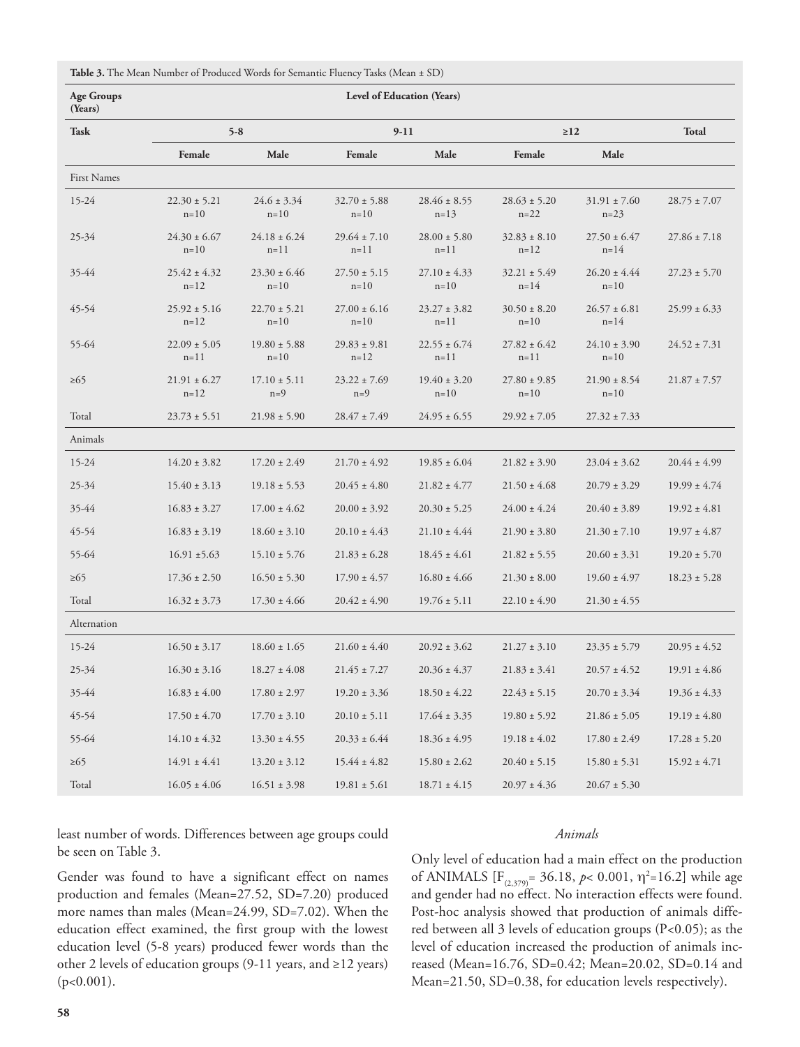**Table 3.** The Mean Number of Produced Words for Semantic Fluency Tasks (Mean ± SD)

| Age Groups (Years) | Level of Education (Years) | | | | | | |
|---|---|---|---|---|---|---|---|
| Task | 5-8 | | 9-11 | | ≥12 | | Total |
| | Female | Male | Female | Male | Female | Male | |
| First Names | | | | | | | |
| 15-24 | 22.30 ± 5.21 n=10 | 24.6 ± 3.34 n=10 | 32.70 ± 5.88 n=10 | 28.46 ± 8.55 n=13 | 28.63 ± 5.20 n=22 | 31.91 ± 7.60 n=23 | 28.75 ± 7.07 |
| 25-34 | 24.30 ± 6.67 n=10 | 24.18 ± 6.24 n=11 | 29.64 ± 7.10 n=11 | 28.00 ± 5.80 n=11 | 32.83 ± 8.10 n=12 | 27.50 ± 6.47 n=14 | 27.86 ± 7.18 |
| 35-44 | 25.42 ± 4.32 n=12 | 23.30 ± 6.46 n=10 | 27.50 ± 5.15 n=10 | 27.10 ± 4.33 n=10 | 32.21 ± 5.49 n=14 | 26.20 ± 4.44 n=10 | 27.23 ± 5.70 |
| 45-54 | 25.92 ± 5.16 n=12 | 22.70 ± 5.21 n=10 | 27.00 ± 6.16 n=10 | 23.27 ± 3.82 n=11 | 30.50 ± 8.20 n=10 | 26.57 ± 6.81 n=14 | 25.99 ± 6.33 |
| 55-64 | 22.09 ± 5.05 n=11 | 19.80 ± 5.88 n=10 | 29.83 ± 9.81 n=12 | 22.55 ± 6.74 n=11 | 27.82 ± 6.42 n=11 | 24.10 ± 3.90 n=10 | 24.52 ± 7.31 |
| ≥65 | 21.91 ± 6.27 n=12 | 17.10 ± 5.11 n=9 | 23.22 ± 7.69 n=9 | 19.40 ± 3.20 n=10 | 27.80 ± 9.85 n=10 | 21.90 ± 8.54 n=10 | 21.87 ± 7.57 |
| Total | 23.73 ± 5.51 | 21.98 ± 5.90 | 28.47 ± 7.49 | 24.95 ± 6.55 | 29.92 ± 7.05 | 27.32 ± 7.33 | |
| Animals | | | | | | | |
| 15-24 | 14.20 ± 3.82 | 17.20 ± 2.49 | 21.70 ± 4.92 | 19.85 ± 6.04 | 21.82 ± 3.90 | 23.04 ± 3.62 | 20.44 ± 4.99 |
| 25-34 | 15.40 ± 3.13 | 19.18 ± 5.53 | 20.45 ± 4.80 | 21.82 ± 4.77 | 21.50 ± 4.68 | 20.79 ± 3.29 | 19.99 ± 4.74 |
| 35-44 | 16.83 ± 3.27 | 17.00 ± 4.62 | 20.00 ± 3.92 | 20.30 ± 5.25 | 24.00 ± 4.24 | 20.40 ± 3.89 | 19.92 ± 4.81 |
| 45-54 | 16.83 ± 3.19 | 18.60 ± 3.10 | 20.10 ± 4.43 | 21.10 ± 4.44 | 21.90 ± 3.80 | 21.30 ± 7.10 | 19.97 ± 4.87 |
| 55-64 | 16.91 ±5.63 | 15.10 ± 5.76 | 21.83 ± 6.28 | 18.45 ± 4.61 | 21.82 ± 5.55 | 20.60 ± 3.31 | 19.20 ± 5.70 |
| ≥65 | 17.36 ± 2.50 | 16.50 ± 5.30 | 17.90 ± 4.57 | 16.80 ± 4.66 | 21.30 ± 8.00 | 19.60 ± 4.97 | 18.23 ± 5.28 |
| Total | 16.32 ± 3.73 | 17.30 ± 4.66 | 20.42 ± 4.90 | 19.76 ± 5.11 | 22.10 ± 4.90 | 21.30 ± 4.55 | |
| Alternation | | | | | | | |
| 15-24 | 16.50 ± 3.17 | 18.60 ± 1.65 | 21.60 ± 4.40 | 20.92 ± 3.62 | 21.27 ± 3.10 | 23.35 ± 5.79 | 20.95 ± 4.52 |
| 25-34 | 16.30 ± 3.16 | 18.27 ± 4.08 | 21.45 ± 7.27 | 20.36 ± 4.37 | 21.83 ± 3.41 | 20.57 ± 4.52 | 19.91 ± 4.86 |
| 35-44 | 16.83 ± 4.00 | 17.80 ± 2.97 | 19.20 ± 3.36 | 18.50 ± 4.22 | 22.43 ± 5.15 | 20.70 ± 3.34 | 19.36 ± 4.33 |
| 45-54 | 17.50 ± 4.70 | 17.70 ± 3.10 | 20.10 ± 5.11 | 17.64 ± 3.35 | 19.80 ± 5.92 | 21.86 ± 5.05 | 19.19 ± 4.80 |
| 55-64 | 14.10 ± 4.32 | 13.30 ± 4.55 | 20.33 ± 6.44 | 18.36 ± 4.95 | 19.18 ± 4.02 | 17.80 ± 2.49 | 17.28 ± 5.20 |
| ≥65 | 14.91 ± 4.41 | 13.20 ± 3.12 | 15.44 ± 4.82 | 15.80 ± 2.62 | 20.40 ± 5.15 | 15.80 ± 5.31 | 15.92 ± 4.71 |
| Total | 16.05 ± 4.06 | 16.51 ± 3.98 | 19.81 ± 5.61 | 18.71 ± 4.15 | 20.97 ± 4.36 | 20.67 ± 5.30 | |

least number of words. Differences between age groups could be seen on Table 3.

Gender was found to have a significant effect on names production and females (Mean=27.52, SD=7.20) produced more names than males (Mean=24.99, SD=7.02). When the education effect examined, the first group with the lowest education level (5-8 years) produced fewer words than the other 2 levels of education groups (9-11 years, and ≥12 years) ($p<0.001$).

*Animals*

Only level of education had a main effect on the production of ANIMALS [$F_{(2,379)}= 36.18$, $p< 0.001$, $\eta^2=16.2$] while age and gender had no effect. No interaction effects were found. Post-hoc analysis showed that production of animals differed between all 3 levels of education groups ($P<0.05$); as the level of education increased the production of animals increased (Mean=16.76, SD=0.42; Mean=20.02, SD=0.14 and Mean=21.50, SD=0.38, for education levels respectively).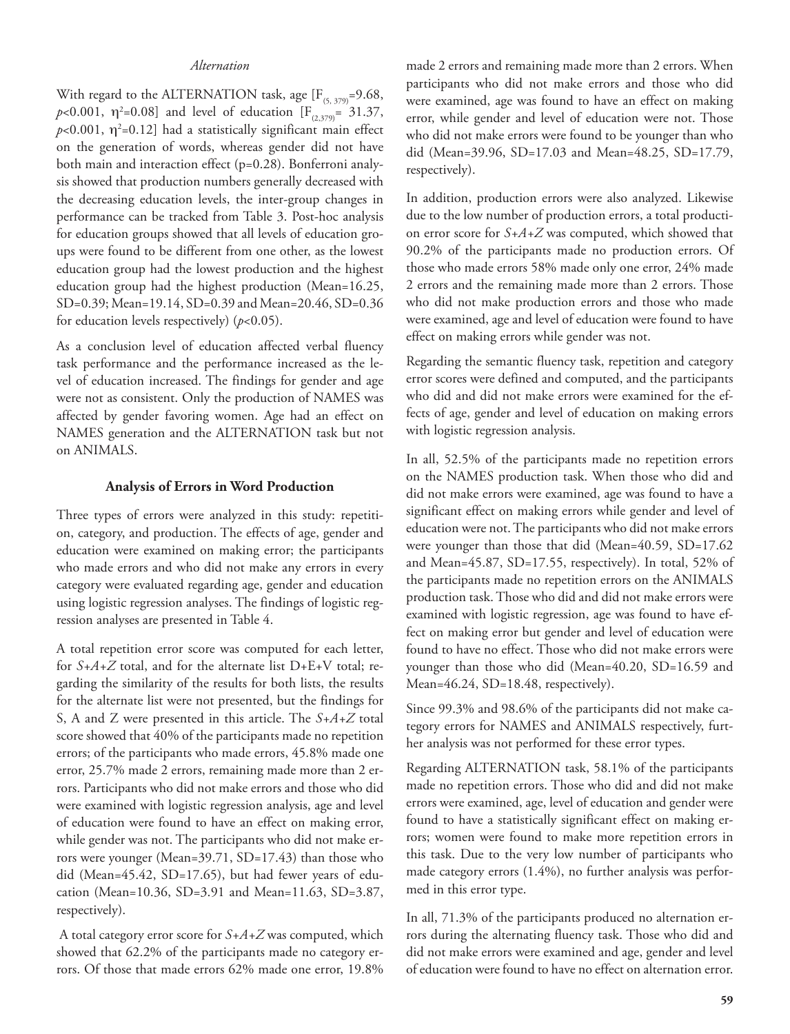### *Alternation*

With regard to the ALTERNATION task, age [$F_{(5, 379)}$=9.68, $p$<0.001, $\eta^2$=0.08] and level of education [$F_{(2,379)}$= 31.37, $p$<0.001, $\eta^2$=0.12] had a statistically significant main effect on the generation of words, whereas gender did not have both main and interaction effect (p=0.28). Bonferroni analysis showed that production numbers generally decreased with the decreasing education levels, the inter-group changes in performance can be tracked from Table 3. Post-hoc analysis for education groups showed that all levels of education groups were found to be different from one other, as the lowest education group had the lowest production and the highest education group had the highest production (Mean=16.25, SD=0.39; Mean=19.14, SD=0.39 and Mean=20.46, SD=0.36 for education levels respectively) ($p$<0.05).

As a conclusion level of education affected verbal fluency task performance and the performance increased as the level of education increased. The findings for gender and age were not as consistent. Only the production of NAMES was affected by gender favoring women. Age had an effect on NAMES generation and the ALTERNATION task but not on ANIMALS.

### **Analysis of Errors in Word Production**

Three types of errors were analyzed in this study: repetition, category, and production. The effects of age, gender and education were examined on making error; the participants who made errors and who did not make any errors in every category were evaluated regarding age, gender and education using logistic regression analyses. The findings of logistic regression analyses are presented in Table 4.

A total repetition error score was computed for each letter, for *S+A+Z* total, and for the alternate list D+E+V total; regarding the similarity of the results for both lists, the results for the alternate list were not presented, but the findings for S, A and Z were presented in this article. The *S+A+Z* total score showed that 40% of the participants made no repetition errors; of the participants who made errors, 45.8% made one error, 25.7% made 2 errors, remaining made more than 2 errors. Participants who did not make errors and those who did were examined with logistic regression analysis, age and level of education were found to have an effect on making error, while gender was not. The participants who did not make errors were younger (Mean=39.71, SD=17.43) than those who did (Mean=45.42, SD=17.65), but had fewer years of education (Mean=10.36, SD=3.91 and Mean=11.63, SD=3.87, respectively).

A total category error score for *S+A+Z* was computed, which showed that 62.2% of the participants made no category errors. Of those that made errors 62% made one error, 19.8% made 2 errors and remaining made more than 2 errors. When participants who did not make errors and those who did were examined, age was found to have an effect on making error, while gender and level of education were not. Those who did not make errors were found to be younger than who did (Mean=39.96, SD=17.03 and Mean=48.25, SD=17.79, respectively).

In addition, production errors were also analyzed. Likewise due to the low number of production errors, a total production error score for *S+A+Z* was computed, which showed that 90.2% of the participants made no production errors. Of those who made errors 58% made only one error, 24% made 2 errors and the remaining made more than 2 errors. Those who did not make production errors and those who made were examined, age and level of education were found to have effect on making errors while gender was not.

Regarding the semantic fluency task, repetition and category error scores were defined and computed, and the participants who did and did not make errors were examined for the effects of age, gender and level of education on making errors with logistic regression analysis.

In all, 52.5% of the participants made no repetition errors on the NAMES production task. When those who did and did not make errors were examined, age was found to have a significant effect on making errors while gender and level of education were not. The participants who did not make errors were younger than those that did (Mean=40.59, SD=17.62 and Mean=45.87, SD=17.55, respectively). In total, 52% of the participants made no repetition errors on the ANIMALS production task. Those who did and did not make errors were examined with logistic regression, age was found to have effect on making error but gender and level of education were found to have no effect. Those who did not make errors were younger than those who did (Mean=40.20, SD=16.59 and Mean=46.24, SD=18.48, respectively).

Since 99.3% and 98.6% of the participants did not make category errors for NAMES and ANIMALS respectively, further analysis was not performed for these error types.

Regarding ALTERNATION task, 58.1% of the participants made no repetition errors. Those who did and did not make errors were examined, age, level of education and gender were found to have a statistically significant effect on making errors; women were found to make more repetition errors in this task. Due to the very low number of participants who made category errors (1.4%), no further analysis was performed in this error type.

In all, 71.3% of the participants produced no alternation errors during the alternating fluency task. Those who did and did not make errors were examined and age, gender and level of education were found to have no effect on alternation error.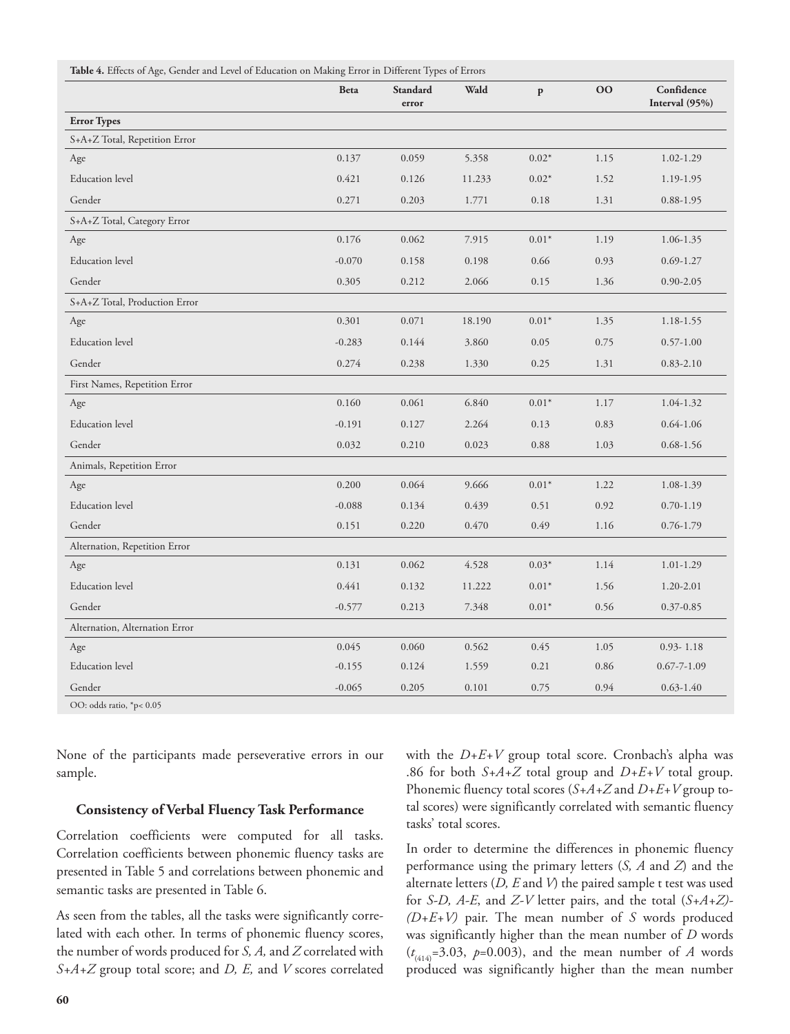**Table 4.** Effects of Age, Gender and Level of Education on Making Error in Different Types of Errors

| | Beta | Standard error | Wald | p | OO | Confidence Interval (95%) |
|---|---|---|---|---|---|---|
| **Error Types** | | | | | | |
| S+A+Z Total, Repetition Error | | | | | | |
| Age | 0.137 | 0.059 | 5.358 | 0.02* | 1.15 | 1.02-1.29 |
| Education level | 0.421 | 0.126 | 11.233 | 0.02* | 1.52 | 1.19-1.95 |
| Gender | 0.271 | 0.203 | 1.771 | 0.18 | 1.31 | 0.88-1.95 |
| S+A+Z Total, Category Error | | | | | | |
| Age | 0.176 | 0.062 | 7.915 | 0.01* | 1.19 | 1.06-1.35 |
| Education level | -0.070 | 0.158 | 0.198 | 0.66 | 0.93 | 0.69-1.27 |
| Gender | 0.305 | 0.212 | 2.066 | 0.15 | 1.36 | 0.90-2.05 |
| S+A+Z Total, Production Error | | | | | | |
| Age | 0.301 | 0.071 | 18.190 | 0.01* | 1.35 | 1.18-1.55 |
| Education level | -0.283 | 0.144 | 3.860 | 0.05 | 0.75 | 0.57-1.00 |
| Gender | 0.274 | 0.238 | 1.330 | 0.25 | 1.31 | 0.83-2.10 |
| First Names, Repetition Error | | | | | | |
| Age | 0.160 | 0.061 | 6.840 | 0.01* | 1.17 | 1.04-1.32 |
| Education level | -0.191 | 0.127 | 2.264 | 0.13 | 0.83 | 0.64-1.06 |
| Gender | 0.032 | 0.210 | 0.023 | 0.88 | 1.03 | 0.68-1.56 |
| Animals, Repetition Error | | | | | | |
| Age | 0.200 | 0.064 | 9.666 | 0.01* | 1.22 | 1.08-1.39 |
| Education level | -0.088 | 0.134 | 0.439 | 0.51 | 0.92 | 0.70-1.19 |
| Gender | 0.151 | 0.220 | 0.470 | 0.49 | 1.16 | 0.76-1.79 |
| Alternation, Repetition Error | | | | | | |
| Age | 0.131 | 0.062 | 4.528 | 0.03* | 1.14 | 1.01-1.29 |
| Education level | 0.441 | 0.132 | 11.222 | 0.01* | 1.56 | 1.20-2.01 |
| Gender | -0.577 | 0.213 | 7.348 | 0.01* | 0.56 | 0.37-0.85 |
| Alternation, Alternation Error | | | | | | |
| Age | 0.045 | 0.060 | 0.562 | 0.45 | 1.05 | 0.93- 1.18 |
| Education level | -0.155 | 0.124 | 1.559 | 0.21 | 0.86 | 0.67-7-1.09 |
| Gender | -0.065 | 0.205 | 0.101 | 0.75 | 0.94 | 0.63-1.40 |

OO: odds ratio, *p< 0.05

None of the participants made perseverative errors in our sample.

### Consistency of Verbal Fluency Task Performance

Correlation coefficients were computed for all tasks. Correlation coefficients between phonemic fluency tasks are presented in Table 5 and correlations between phonemic and semantic tasks are presented in Table 6.

As seen from the tables, all the tasks were significantly correlated with each other. In terms of phonemic fluency scores, the number of words produced for *S, A,* and *Z* correlated with *S+A+Z* group total score; and *D, E,* and *V* scores correlated with the *D+E+V* group total score. Cronbach's alpha was .86 for both *S+A+Z* total group and *D+E+V* total group. Phonemic fluency total scores (*S+A+Z* and *D+E+V* group total scores) were significantly correlated with semantic fluency tasks' total scores.

In order to determine the differences in phonemic fluency performance using the primary letters (*S, A* and *Z*) and the alternate letters (*D, E* and *V*) the paired sample t test was used for *S-D, A-E*, and *Z-V* letter pairs, and the total (*S+A+Z*)-(*D+E+V*) pair. The mean number of *S* words produced was significantly higher than the mean number of *D* words ($t_{(414)}$=3.03, $p$=0.003), and the mean number of *A* words produced was significantly higher than the mean number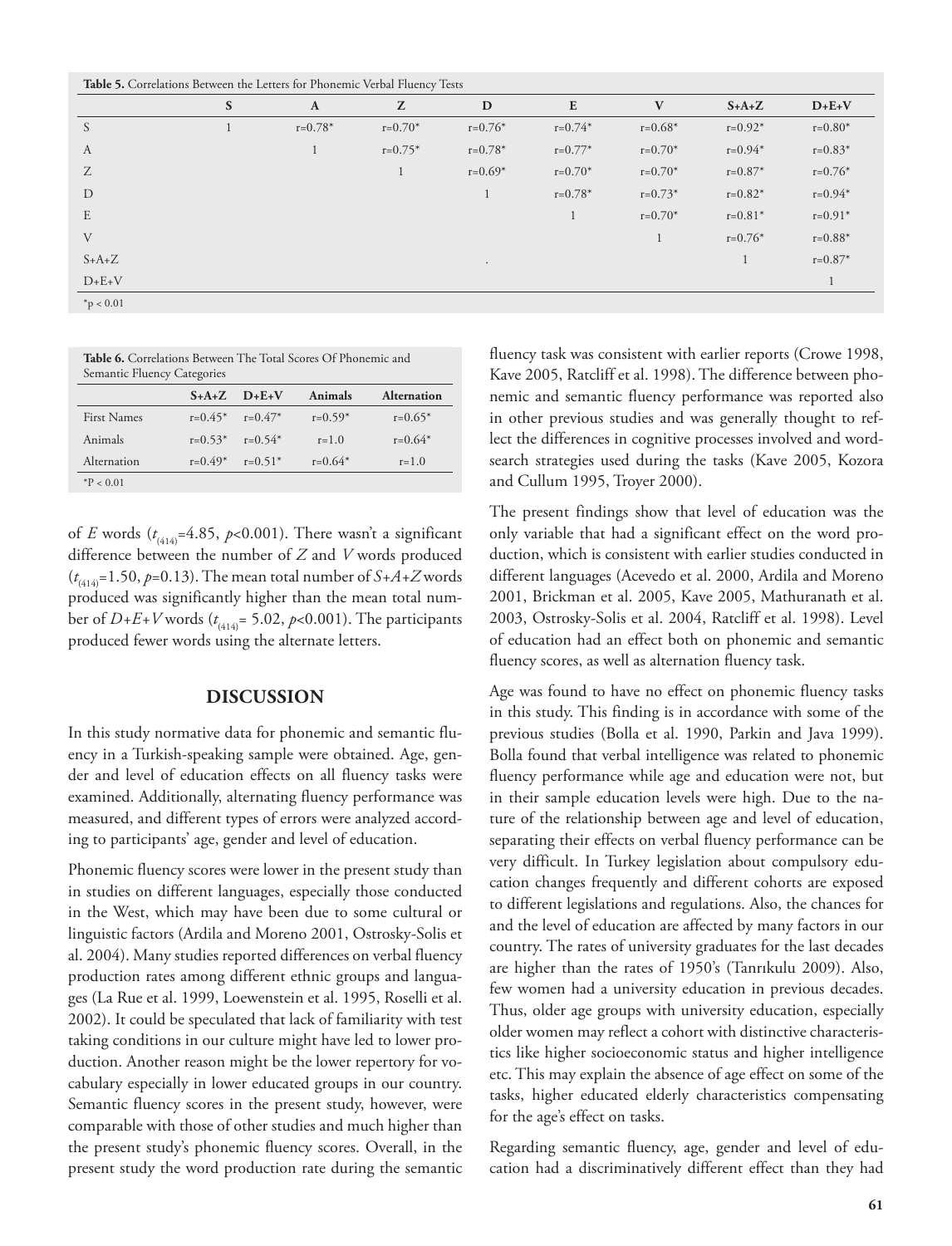**Table 5.** Correlations Between the Letters for Phonemic Verbal Fluency Tests

| | S | A | Z | D | E | V | S+A+Z | D+E+V |
|---|---|---|---|---|---|---|---|---|
| S | 1 | r=0.78* | r=0.70* | r=0.76* | r=0.74* | r=0.68* | r=0.92* | r=0.80* |
| A | | 1 | r=0.75* | r=0.78* | r=0.77* | r=0.70* | r=0.94* | r=0.83* |
| Z | | | 1 | r=0.69* | r=0.70* | r=0.70* | r=0.87* | r=0.76* |
| D | | | | 1 | r=0.78* | r=0.73* | r=0.82* | r=0.94* |
| E | | | | | 1 | r=0.70* | r=0.81* | r=0.91* |
| V | | | | | | 1 | r=0.76* | r=0.88* |
| S+A+Z | | | | . | | | 1 | r=0.87* |
| D+E+V | | | | | | | | 1 |

*p < 0.01

**Table 6.** Correlations Between The Total Scores Of Phonemic and Semantic Fluency Categories

| | S+A+Z | D+E+V | Animals | Alternation |
|---|---|---|---|---|
| First Names | r=0.45* | r=0.47* | r=0.59* | r=0.65* |
| Animals | r=0.53* | r=0.54* | r=1.0 | r=0.64* |
| Alternation | r=0.49* | r=0.51* | r=0.64* | r=1.0 |

*P < 0.01

of *E* words ($t_{(414)}$=4.85, $p$<0.001). There wasn't a significant difference between the number of *Z* and *V* words produced ($t_{(414)}$=1.50, $p$=0.13). The mean total number of *S+A+Z* words produced was significantly higher than the mean total number of *D+E+V* words ($t_{(414)}$= 5.02, $p$<0.001). The participants produced fewer words using the alternate letters.

## DISCUSSION

In this study normative data for phonemic and semantic fluency in a Turkish-speaking sample were obtained. Age, gender and level of education effects on all fluency tasks were examined. Additionally, alternating fluency performance was measured, and different types of errors were analyzed according to participants' age, gender and level of education.

Phonemic fluency scores were lower in the present study than in studies on different languages, especially those conducted in the West, which may have been due to some cultural or linguistic factors (Ardila and Moreno 2001, Ostrosky-Solis et al. 2004). Many studies reported differences on verbal fluency production rates among different ethnic groups and languages (La Rue et al. 1999, Loewenstein et al. 1995, Roselli et al. 2002). It could be speculated that lack of familiarity with test taking conditions in our culture might have led to lower production. Another reason might be the lower repertory for vocabulary especially in lower educated groups in our country. Semantic fluency scores in the present study, however, were comparable with those of other studies and much higher than the present study's phonemic fluency scores. Overall, in the present study the word production rate during the semantic fluency task was consistent with earlier reports (Crowe 1998, Kave 2005, Ratcliff et al. 1998). The difference between phonemic and semantic fluency performance was reported also in other previous studies and was generally thought to reflect the differences in cognitive processes involved and word-search strategies used during the tasks (Kave 2005, Kozora and Cullum 1995, Troyer 2000).

The present findings show that level of education was the only variable that had a significant effect on the word production, which is consistent with earlier studies conducted in different languages (Acevedo et al. 2000, Ardila and Moreno 2001, Brickman et al. 2005, Kave 2005, Mathuranath et al. 2003, Ostrosky-Solis et al. 2004, Ratcliff et al. 1998). Level of education had an effect both on phonemic and semantic fluency scores, as well as alternation fluency task.

Age was found to have no effect on phonemic fluency tasks in this study. This finding is in accordance with some of the previous studies (Bolla et al. 1990, Parkin and Java 1999). Bolla found that verbal intelligence was related to phonemic fluency performance while age and education were not, but in their sample education levels were high. Due to the nature of the relationship between age and level of education, separating their effects on verbal fluency performance can be very difficult. In Turkey legislation about compulsory education changes frequently and different cohorts are exposed to different legislations and regulations. Also, the chances for and the level of education are affected by many factors in our country. The rates of university graduates for the last decades are higher than the rates of 1950's (Tanrıkulu 2009). Also, few women had a university education in previous decades. Thus, older age groups with university education, especially older women may reflect a cohort with distinctive characteristics like higher socioeconomic status and higher intelligence etc. This may explain the absence of age effect on some of the tasks, higher educated elderly characteristics compensating for the age's effect on tasks.

Regarding semantic fluency, age, gender and level of education had a discriminatively different effect than they had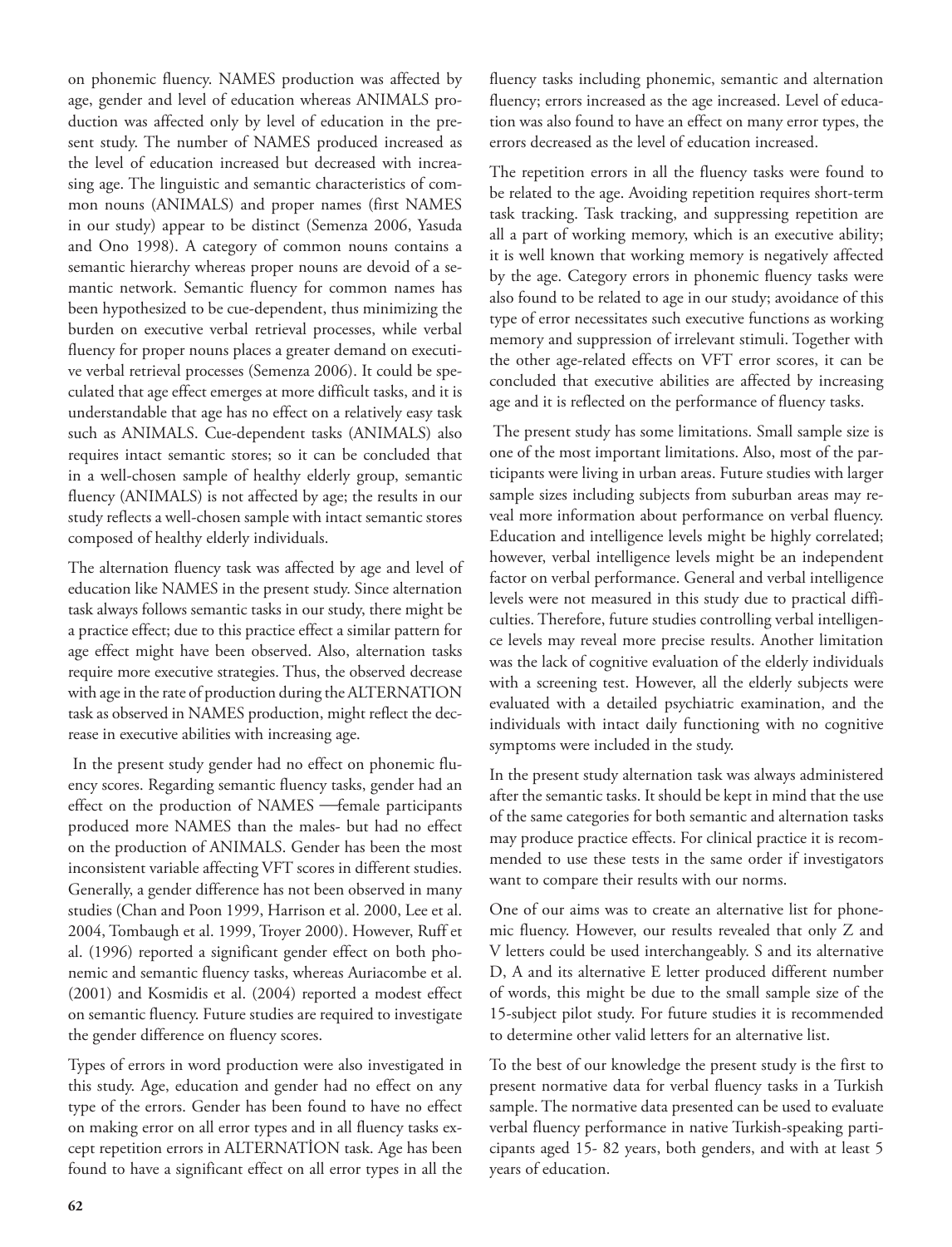on phonemic fluency. NAMES production was affected by age, gender and level of education whereas ANIMALS production was affected only by level of education in the present study. The number of NAMES produced increased as the level of education increased but decreased with increasing age. The linguistic and semantic characteristics of common nouns (ANIMALS) and proper names (first NAMES in our study) appear to be distinct (Semenza 2006, Yasuda and Ono 1998). A category of common nouns contains a semantic hierarchy whereas proper nouns are devoid of a semantic network. Semantic fluency for common names has been hypothesized to be cue-dependent, thus minimizing the burden on executive verbal retrieval processes, while verbal fluency for proper nouns places a greater demand on executive verbal retrieval processes (Semenza 2006). It could be speculated that age effect emerges at more difficult tasks, and it is understandable that age has no effect on a relatively easy task such as ANIMALS. Cue-dependent tasks (ANIMALS) also requires intact semantic stores; so it can be concluded that in a well-chosen sample of healthy elderly group, semantic fluency (ANIMALS) is not affected by age; the results in our study reflects a well-chosen sample with intact semantic stores composed of healthy elderly individuals.

The alternation fluency task was affected by age and level of education like NAMES in the present study. Since alternation task always follows semantic tasks in our study, there might be a practice effect; due to this practice effect a similar pattern for age effect might have been observed. Also, alternation tasks require more executive strategies. Thus, the observed decrease with age in the rate of production during the ALTERNATION task as observed in NAMES production, might reflect the decrease in executive abilities with increasing age.

In the present study gender had no effect on phonemic fluency scores. Regarding semantic fluency tasks, gender had an effect on the production of NAMES —female participants produced more NAMES than the males- but had no effect on the production of ANIMALS. Gender has been the most inconsistent variable affecting VFT scores in different studies. Generally, a gender difference has not been observed in many studies (Chan and Poon 1999, Harrison et al. 2000, Lee et al. 2004, Tombaugh et al. 1999, Troyer 2000). However, Ruff et al. (1996) reported a significant gender effect on both phonemic and semantic fluency tasks, whereas Auriacombe et al. (2001) and Kosmidis et al. (2004) reported a modest effect on semantic fluency. Future studies are required to investigate the gender difference on fluency scores.

Types of errors in word production were also investigated in this study. Age, education and gender had no effect on any type of the errors. Gender has been found to have no effect on making error on all error types and in all fluency tasks except repetition errors in ALTERNATİON task. Age has been found to have a significant effect on all error types in all the fluency tasks including phonemic, semantic and alternation fluency; errors increased as the age increased. Level of education was also found to have an effect on many error types, the errors decreased as the level of education increased.

The repetition errors in all the fluency tasks were found to be related to the age. Avoiding repetition requires short-term task tracking. Task tracking, and suppressing repetition are all a part of working memory, which is an executive ability; it is well known that working memory is negatively affected by the age. Category errors in phonemic fluency tasks were also found to be related to age in our study; avoidance of this type of error necessitates such executive functions as working memory and suppression of irrelevant stimuli. Together with the other age-related effects on VFT error scores, it can be concluded that executive abilities are affected by increasing age and it is reflected on the performance of fluency tasks.

The present study has some limitations. Small sample size is one of the most important limitations. Also, most of the participants were living in urban areas. Future studies with larger sample sizes including subjects from suburban areas may reveal more information about performance on verbal fluency. Education and intelligence levels might be highly correlated; however, verbal intelligence levels might be an independent factor on verbal performance. General and verbal intelligence levels were not measured in this study due to practical difficulties. Therefore, future studies controlling verbal intelligence levels may reveal more precise results. Another limitation was the lack of cognitive evaluation of the elderly individuals with a screening test. However, all the elderly subjects were evaluated with a detailed psychiatric examination, and the individuals with intact daily functioning with no cognitive symptoms were included in the study.

In the present study alternation task was always administered after the semantic tasks. It should be kept in mind that the use of the same categories for both semantic and alternation tasks may produce practice effects. For clinical practice it is recommended to use these tests in the same order if investigators want to compare their results with our norms.

One of our aims was to create an alternative list for phonemic fluency. However, our results revealed that only Z and V letters could be used interchangeably. S and its alternative D, A and its alternative E letter produced different number of words, this might be due to the small sample size of the 15-subject pilot study. For future studies it is recommended to determine other valid letters for an alternative list.

To the best of our knowledge the present study is the first to present normative data for verbal fluency tasks in a Turkish sample. The normative data presented can be used to evaluate verbal fluency performance in native Turkish-speaking participants aged 15- 82 years, both genders, and with at least 5 years of education.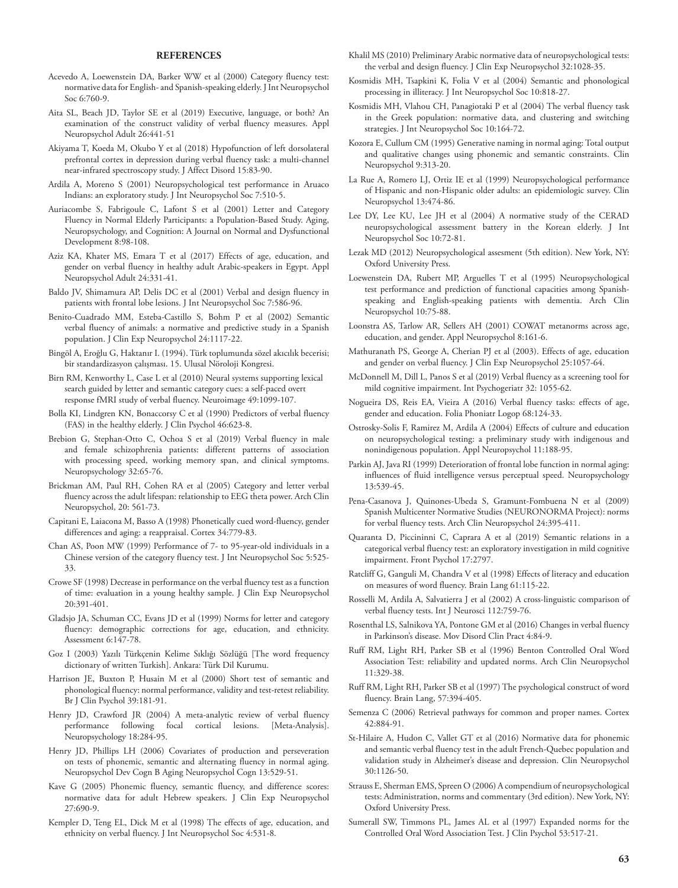## REFERENCES

Acevedo A, Loewenstein DA, Barker WW et al (2000) Category fluency test: normative data for English- and Spanish-speaking elderly. J Int Neuropsychol Soc 6:760-9.

Aita SL, Beach JD, Taylor SE et al (2019) Executive, language, or both? An examination of the construct validity of verbal fluency measures. Appl Neuropsychol Adult 26:441-51

Akiyama T, Koeda M, Okubo Y et al (2018) Hypofunction of left dorsolateral prefrontal cortex in depression during verbal fluency task: a multi-channel near-infrared spectroscopy study. J Affect Disord 15:83-90.

Ardila A, Moreno S (2001) Neuropsychological test performance in Aruaco Indians: an exploratory study. J Int Neuropsychol Soc 7:510-5.

Auriacombe S, Fabrigoule C, Lafont S et al (2001) Letter and Category Fluency in Normal Elderly Participants: a Population-Based Study. Aging, Neuropsychology, and Cognition: A Journal on Normal and Dysfunctional Development 8:98-108.

Aziz KA, Khater MS, Emara T et al (2017) Effects of age, education, and gender on verbal fluency in healthy adult Arabic-speakers in Egypt. Appl Neuropsychol Adult 24:331-41.

Baldo JV, Shimamura AP, Delis DC et al (2001) Verbal and design fluency in patients with frontal lobe lesions. J Int Neuropsychol Soc 7:586-96.

Benito-Cuadrado MM, Esteba-Castillo S, Bohm P et al (2002) Semantic verbal fluency of animals: a normative and predictive study in a Spanish population. J Clin Exp Neuropsychol 24:1117-22.

Bingöl A, Eroğlu G, Haktanır I. (1994). Türk toplumunda sözel akıcılık becerisi; bir standardizasyon çalışması. 15. Ulusal Nöroloji Kongresi.

Birn RM, Kenworthy L, Case L et al (2010) Neural systems supporting lexical search guided by letter and semantic category cues: a self-paced overt response fMRI study of verbal fluency. Neuroimage 49:1099-107.

Bolla KI, Lindgren KN, Bonaccorsy C et al (1990) Predictors of verbal fluency (FAS) in the healthy elderly. J Clin Psychol 46:623-8.

Brebion G, Stephan-Otto C, Ochoa S et al (2019) Verbal fluency in male and female schizophrenia patients: different patterns of association with processing speed, working memory span, and clinical symptoms. Neuropsychology 32:65-76.

Brickman AM, Paul RH, Cohen RA et al (2005) Category and letter verbal fluency across the adult lifespan: relationship to EEG theta power. Arch Clin Neuropsychol, 20: 561-73.

Capitani E, Laiacona M, Basso A (1998) Phonetically cued word-fluency, gender differences and aging: a reappraisal. Cortex 34:779-83.

Chan AS, Poon MW (1999) Performance of 7- to 95-year-old individuals in a Chinese version of the category fluency test. J Int Neuropsychol Soc 5:525-33.

Crowe SF (1998) Decrease in performance on the verbal fluency test as a function of time: evaluation in a young healthy sample. J Clin Exp Neuropsychol 20:391-401.

Gladsjo JA, Schuman CC, Evans JD et al (1999) Norms for letter and category fluency: demographic corrections for age, education, and ethnicity. Assessment 6:147-78.

Goz I (2003) Yazılı Türkçenin Kelime Sıklığı Sözlüğü [The word frequency dictionary of written Turkish]. Ankara: Türk Dil Kurumu.

Harrison JE, Buxton P, Husain M et al (2000) Short test of semantic and phonological fluency: normal performance, validity and test-retest reliability. Br J Clin Psychol 39:181-91.

Henry JD, Crawford JR (2004) A meta-analytic review of verbal fluency performance following focal cortical lesions. [Meta-Analysis]. Neuropsychology 18:284-95.

Henry JD, Phillips LH (2006) Covariates of production and perseveration on tests of phonemic, semantic and alternating fluency in normal aging. Neuropsychol Dev Cogn B Aging Neuropsychol Cogn 13:529-51.

Kave G (2005) Phonemic fluency, semantic fluency, and difference scores: normative data for adult Hebrew speakers. J Clin Exp Neuropsychol 27:690-9.

Kempler D, Teng EL, Dick M et al (1998) The effects of age, education, and ethnicity on verbal fluency. J Int Neuropsychol Soc 4:531-8.

Khalil MS (2010) Preliminary Arabic normative data of neuropsychological tests: the verbal and design fluency. J Clin Exp Neuropsychol 32:1028-35.

Kosmidis MH, Tsapkini K, Folia V et al (2004) Semantic and phonological processing in illiteracy. J Int Neuropsychol Soc 10:818-27.

Kosmidis MH, Vlahou CH, Panagiotaki P et al (2004) The verbal fluency task in the Greek population: normative data, and clustering and switching strategies. J Int Neuropsychol Soc 10:164-72.

Kozora E, Cullum CM (1995) Generative naming in normal aging: Total output and qualitative changes using phonemic and semantic constraints. Clin Neuropsychol 9:313-20.

La Rue A, Romero LJ, Ortiz IE et al (1999) Neuropsychological performance of Hispanic and non-Hispanic older adults: an epidemiologic survey. Clin Neuropsychol 13:474-86.

Lee DY, Lee KU, Lee JH et al (2004) A normative study of the CERAD neuropsychological assessment battery in the Korean elderly. J Int Neuropsychol Soc 10:72-81.

Lezak MD (2012) Neuropsychological assesment (5th edition). New York, NY: Oxford University Press.

Loewenstein DA, Rubert MP, Arguelles T et al (1995) Neuropsychological test performance and prediction of functional capacities among Spanish-speaking and English-speaking patients with dementia. Arch Clin Neuropsychol 10:75-88.

Loonstra AS, Tarlow AR, Sellers AH (2001) COWAT metanorms across age, education, and gender. Appl Neuropsychol 8:161-6.

Mathuranath PS, George A, Cherian PJ et al (2003). Effects of age, education and gender on verbal fluency. J Clin Exp Neuropsychol 25:1057-64.

McDonnell M, Dill L, Panos S et al (2019) Verbal fluency as a screening tool for mild cognitive impairment. Int Psychogeriatr 32: 1055-62.

Nogueira DS, Reis EA, Vieira A (2016) Verbal fluency tasks: effects of age, gender and education. Folia Phoniatr Logop 68:124-33.

Ostrosky-Solis F, Ramirez M, Ardila A (2004) Effects of culture and education on neuropsychological testing: a preliminary study with indigenous and nonindigenous population. Appl Neuropsychol 11:188-95.

Parkin AJ, Java RI (1999) Deterioration of frontal lobe function in normal aging: influences of fluid intelligence versus perceptual speed. Neuropsychology 13:539-45.

Pena-Casanova J, Quinones-Ubeda S, Gramunt-Fombuena N et al (2009) Spanish Multicenter Normative Studies (NEURONORMA Project): norms for verbal fluency tests. Arch Clin Neuropsychol 24:395-411.

Quaranta D, Piccininni C, Caprara A et al (2019) Semantic relations in a categorical verbal fluency test: an exploratory investigation in mild cognitive impairment. Front Psychol 17:2797.

Ratcliff G, Ganguli M, Chandra V et al (1998) Effects of literacy and education on measures of word fluency. Brain Lang 61:115-22.

Rosselli M, Ardila A, Salvatierra J et al (2002) A cross-linguistic comparison of verbal fluency tests. Int J Neurosci 112:759-76.

Rosenthal LS, Salnikova YA, Pontone GM et al (2016) Changes in verbal fluency in Parkinson's disease. Mov Disord Clin Pract 4:84-9.

Ruff RM, Light RH, Parker SB et al (1996) Benton Controlled Oral Word Association Test: reliability and updated norms. Arch Clin Neuropsychol 11:329-38.

Ruff RM, Light RH, Parker SB et al (1997) The psychological construct of word fluency. Brain Lang, 57:394-405.

Semenza C (2006) Retrieval pathways for common and proper names. Cortex 42:884-91.

St-Hilaire A, Hudon C, Vallet GT et al (2016) Normative data for phonemic and semantic verbal fluency test in the adult French-Quebec population and validation study in Alzheimer's disease and depression. Clin Neuropsychol 30:1126-50.

Strauss E, Sherman EMS, Spreen O (2006) A compendium of neuropsychological tests: Administration, norms and commentary (3rd edition). New York, NY: Oxford University Press.

Sumerall SW, Timmons PL, James AL et al (1997) Expanded norms for the Controlled Oral Word Association Test. J Clin Psychol 53:517-21.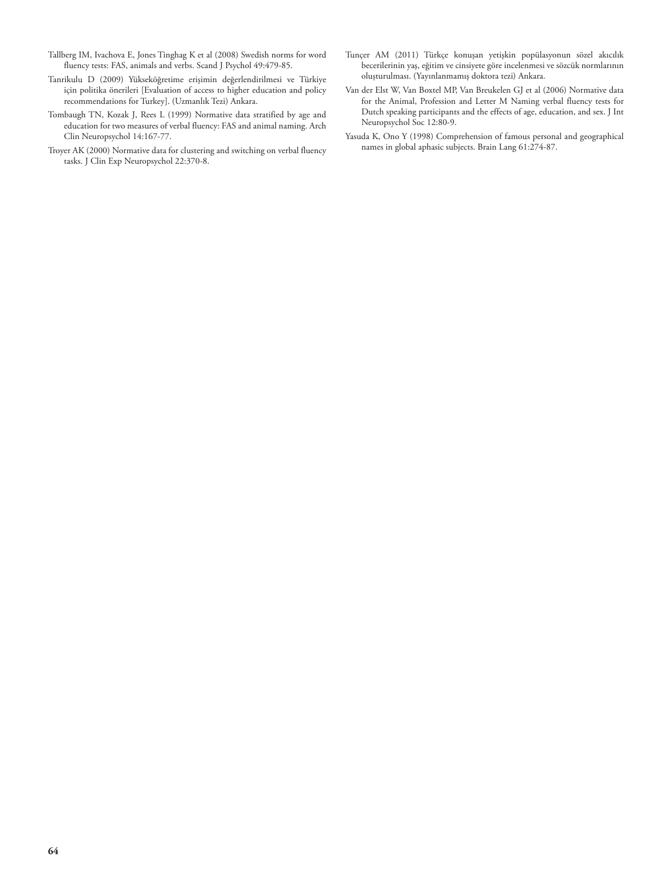Tallberg IM, Ivachova E, Jones Tinghag K et al (2008) Swedish norms for word fluency tests: FAS, animals and verbs. Scand J Psychol 49:479-85.

Tanrikulu D (2009) Yükseköğretime erişimin değerlendirilmesi ve Türkiye için politika önerileri [Evaluation of access to higher education and policy recommendations for Turkey]. (Uzmanlık Tezi) Ankara.

Tombaugh TN, Kozak J, Rees L (1999) Normative data stratified by age and education for two measures of verbal fluency: FAS and animal naming. Arch Clin Neuropsychol 14:167-77.

Troyer AK (2000) Normative data for clustering and switching on verbal fluency tasks. J Clin Exp Neuropsychol 22:370-8.

Tunçer AM (2011) Türkçe konuşan yetişkin popülasyonun sözel akıcılık becerilerinin yaş, eğitim ve cinsiyete göre incelenmesi ve sözcük normlarının oluşturulması. (Yayınlanmamış doktora tezi) Ankara.

Van der Elst W, Van Boxtel MP, Van Breukelen GJ et al (2006) Normative data for the Animal, Profession and Letter M Naming verbal fluency tests for Dutch speaking participants and the effects of age, education, and sex. J Int Neuropsychol Soc 12:80-9.

Yasuda K, Ono Y (1998) Comprehension of famous personal and geographical names in global aphasic subjects. Brain Lang 61:274-87.